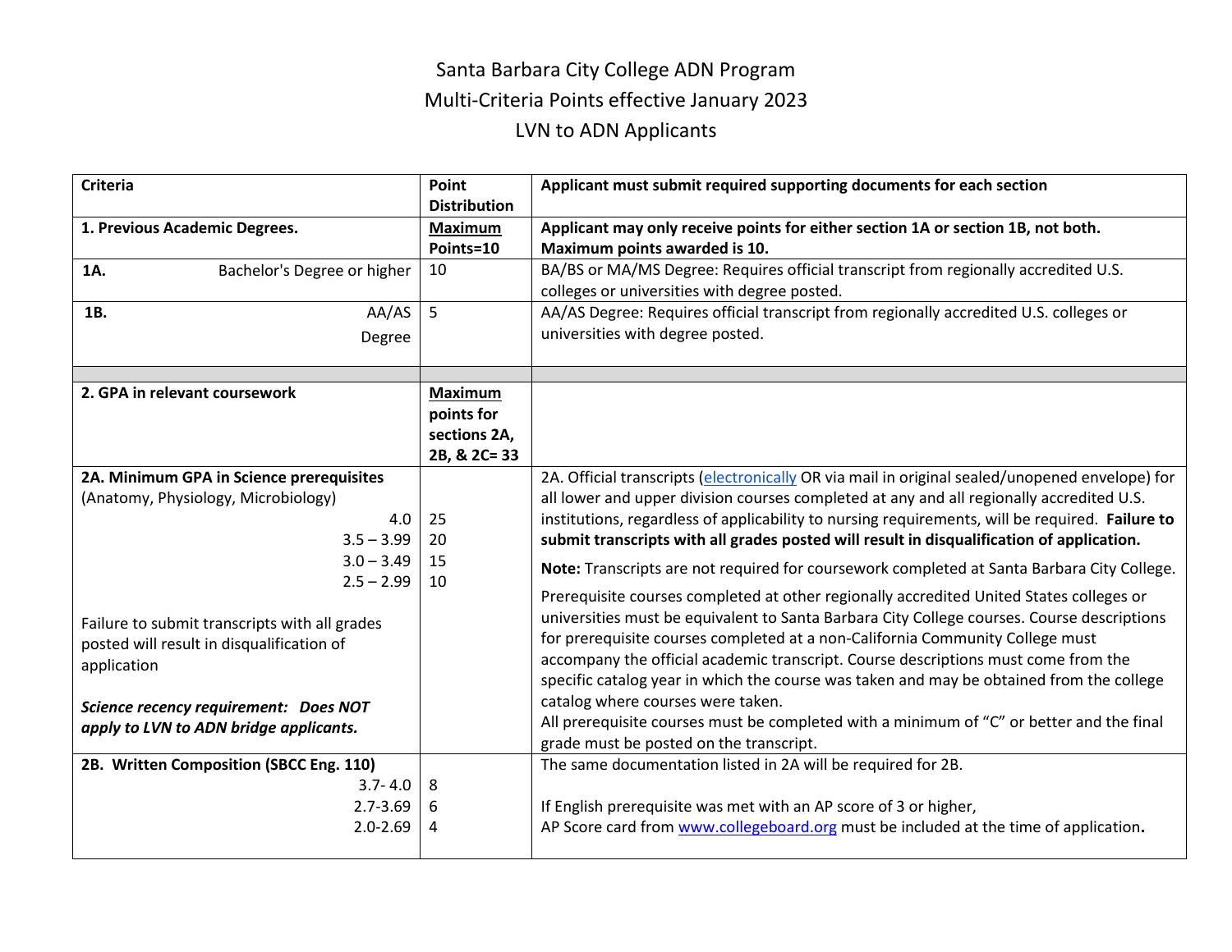# Santa Barbara City College ADN Program
## Multi-Criteria Points effective January 2023
## LVN to ADN Applicants

| Criteria | Point Distribution | Applicant must submit required supporting documents for each section |
|---|---|---|
| **1. Previous Academic Degrees.** | **Maximum Points=10** | **Applicant may only receive points for either section 1A or section 1B, not both. Maximum points awarded is 10.** |
| **1A.** Bachelor's Degree or higher | 10 | BA/BS or MA/MS Degree: Requires official transcript from regionally accredited U.S. colleges or universities with degree posted. |
| **1B.** AA/AS Degree | 5 | AA/AS Degree: Requires official transcript from regionally accredited U.S. colleges or universities with degree posted. |
| | | |
| **2. GPA in relevant coursework** | **Maximum points for sections 2A, 2B, & 2C= 33** | |
| **2A. Minimum GPA in Science prerequisites** (Anatomy, Physiology, Microbiology)<br>4.0<br>3.5 – 3.99<br>3.0 – 3.49<br>2.5 – 2.99<br><br>Failure to submit transcripts with all grades posted will result in disqualification of application<br><br>***Science recency requirement: Does NOT apply to LVN to ADN bridge applicants.*** | <br><br>25<br>20<br>15<br>10 | 2A. Official transcripts (electronically OR via mail in original sealed/unopened envelope) for all lower and upper division courses completed at any and all regionally accredited U.S. institutions, regardless of applicability to nursing requirements, will be required. **Failure to submit transcripts with all grades posted will result in disqualification of application.**<br><br>**Note:** Transcripts are not required for coursework completed at Santa Barbara City College.<br><br>Prerequisite courses completed at other regionally accredited United States colleges or universities must be equivalent to Santa Barbara City College courses. Course descriptions for prerequisite courses completed at a non-California Community College must accompany the official academic transcript. Course descriptions must come from the specific catalog year in which the course was taken and may be obtained from the college catalog where courses were taken.<br>All prerequisite courses must be completed with a minimum of "C" or better and the final grade must be posted on the transcript. |
| **2B. Written Composition (SBCC Eng. 110)**<br>3.7- 4.0<br>2.7-3.69<br>2.0-2.69 | <br>8<br>6<br>4 | The same documentation listed in 2A will be required for 2B.<br><br>If English prerequisite was met with an AP score of 3 or higher,<br>AP Score card from www.collegeboard.org must be included at the time of application**.** |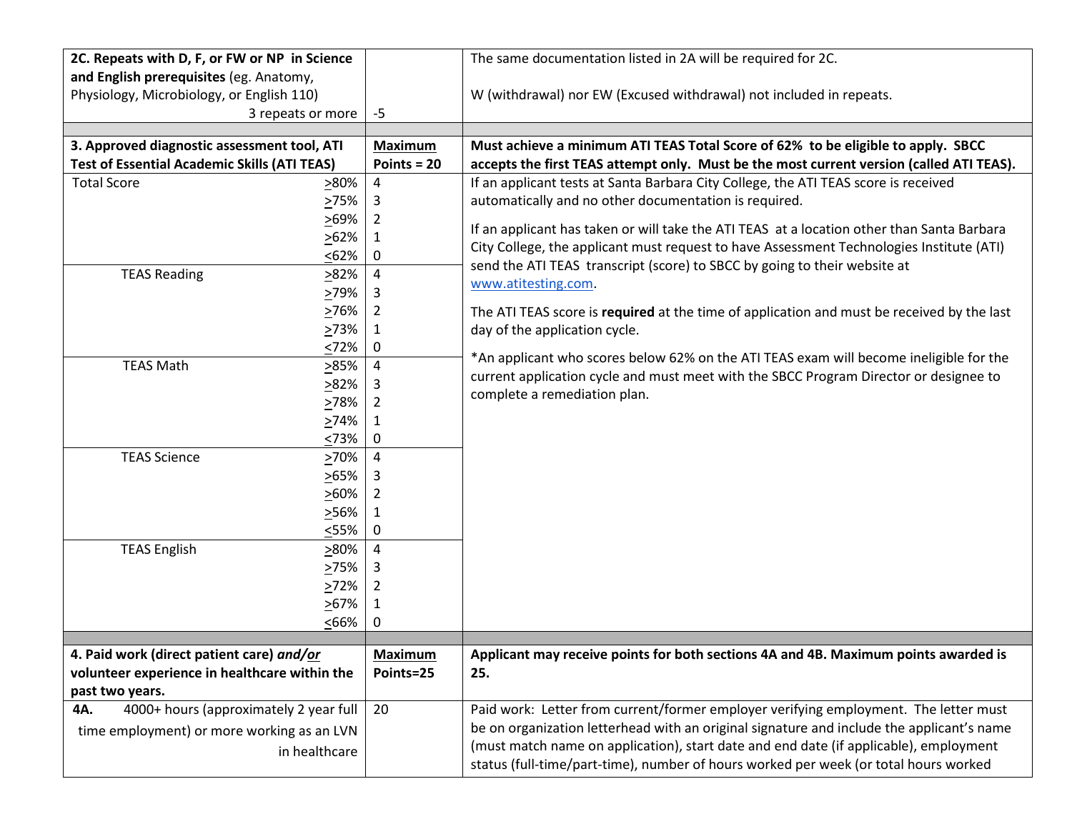| | | |
|---|---|---|
| **2C. Repeats with D, F, or FW or NP in Science and English prerequisites** (eg. Anatomy, Physiology, Microbiology, or English 110)<br>3 repeats or more | -5 | The same documentation listed in 2A will be required for 2C.<br><br>W (withdrawal) nor EW (Excused withdrawal) not included in repeats. |
| | | |
| **3. Approved diagnostic assessment tool, ATI Test of Essential Academic Skills (ATI TEAS)** | **Maximum Points = 20** | **Must achieve a minimum ATI TEAS Total Score of 62% to be eligible to apply. SBCC accepts the first TEAS attempt only. Must be the most current version (called ATI TEAS).** |
| Total Score ≥80%<br>≥75%<br>≥69%<br>≥62%<br>≤62% | 4<br>3<br>2<br>1<br>0 | If an applicant tests at Santa Barbara City College, the ATI TEAS score is received automatically and no other documentation is required.<br><br>If an applicant has taken or will take the ATI TEAS at a location other than Santa Barbara City College, the applicant must request to have Assessment Technologies Institute (ATI) send the ATI TEAS transcript (score) to SBCC by going to their website at www.atitesting.com.<br><br>The ATI TEAS score is **required** at the time of application and must be received by the last day of the application cycle.<br><br>*An applicant who scores below 62% on the ATI TEAS exam will become ineligible for the current application cycle and must meet with the SBCC Program Director or designee to complete a remediation plan. |
| TEAS Reading ≥82%<br>≥79%<br>≥76%<br>≥73%<br>≤72% | 4<br>3<br>2<br>1<br>0 | |
| TEAS Math ≥85%<br>≥82%<br>≥78%<br>≥74%<br>≤73% | 4<br>3<br>2<br>1<br>0 | |
| TEAS Science ≥70%<br>≥65%<br>≥60%<br>≥56%<br>≤55% | 4<br>3<br>2<br>1<br>0 | |
| TEAS English ≥80%<br>≥75%<br>≥72%<br>≥67%<br>≤66% | 4<br>3<br>2<br>1<br>0 | |
| | | |
| **4. Paid work (direct patient care)** ***and/or*** **volunteer experience in healthcare within the past two years.** | **Maximum Points=25** | **Applicant may receive points for both sections 4A and 4B. Maximum points awarded is 25.** |
| **4A.** 4000+ hours (approximately 2 year full time employment) or more working as an LVN in healthcare | 20 | Paid work: Letter from current/former employer verifying employment. The letter must be on organization letterhead with an original signature and include the applicant's name (must match name on application), start date and end date (if applicable), employment status (full-time/part-time), number of hours worked per week (or total hours worked |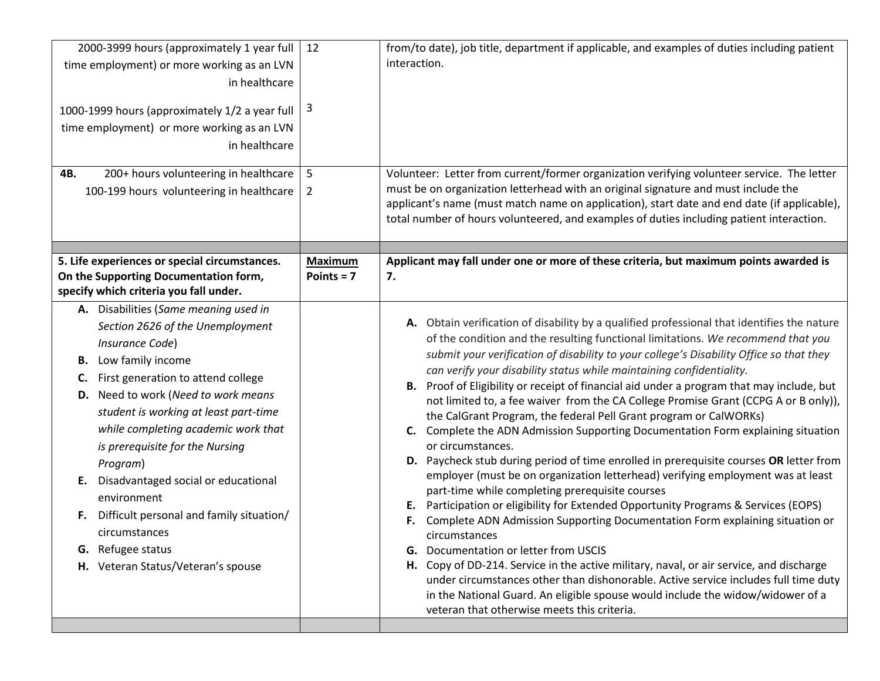| | | |
|---|---|---|
| 2000-3999 hours (approximately 1 year full time employment) or more working as an LVN in healthcare<br><br>1000-1999 hours (approximately 1/2 a year full time employment) or more working as an LVN in healthcare | 12<br><br>3 | from/to date), job title, department if applicable, and examples of duties including patient interaction. |
| **4B.** 200+ hours volunteering in healthcare<br>100-199 hours volunteering in healthcare | 5<br>2 | Volunteer: Letter from current/former organization verifying volunteer service. The letter must be on organization letterhead with an original signature and must include the applicant's name (must match name on application), start date and end date (if applicable), total number of hours volunteered, and examples of duties including patient interaction. |
| | | |
| **5. Life experiences or special circumstances. On the Supporting Documentation form, specify which criteria you fall under.** | **Maximum Points = 7** | **Applicant may fall under one or more of these criteria, but maximum points awarded is 7.** |
| **A.** Disabilities (*Same meaning used in Section 2626 of the Unemployment Insurance Code*)<br>**B.** Low family income<br>**C.** First generation to attend college<br>**D.** Need to work (*Need to work means student is working at least part-time while completing academic work that is prerequisite for the Nursing Program*)<br>**E.** Disadvantaged social or educational environment<br>**F.** Difficult personal and family situation/ circumstances<br>**G.** Refugee status<br>**H.** Veteran Status/Veteran's spouse | | **A.** Obtain verification of disability by a qualified professional that identifies the nature of the condition and the resulting functional limitations. *We recommend that you submit your verification of disability to your college's Disability Office so that they can verify your disability status while maintaining confidentiality.*<br>**B.** Proof of Eligibility or receipt of financial aid under a program that may include, but not limited to, a fee waiver from the CA College Promise Grant (CCPG A or B only)), the CalGrant Program, the federal Pell Grant program or CalWORKs)<br>**C.** Complete the ADN Admission Supporting Documentation Form explaining situation or circumstances.<br>**D.** Paycheck stub during period of time enrolled in prerequisite courses **OR** letter from employer (must be on organization letterhead) verifying employment was at least part-time while completing prerequisite courses<br>**E.** Participation or eligibility for Extended Opportunity Programs & Services (EOPS)<br>**F.** Complete ADN Admission Supporting Documentation Form explaining situation or circumstances<br>**G.** Documentation or letter from USCIS<br>**H.** Copy of DD-214. Service in the active military, naval, or air service, and discharge under circumstances other than dishonorable. Active service includes full time duty in the National Guard. An eligible spouse would include the widow/widower of a veteran that otherwise meets this criteria. |
| | | |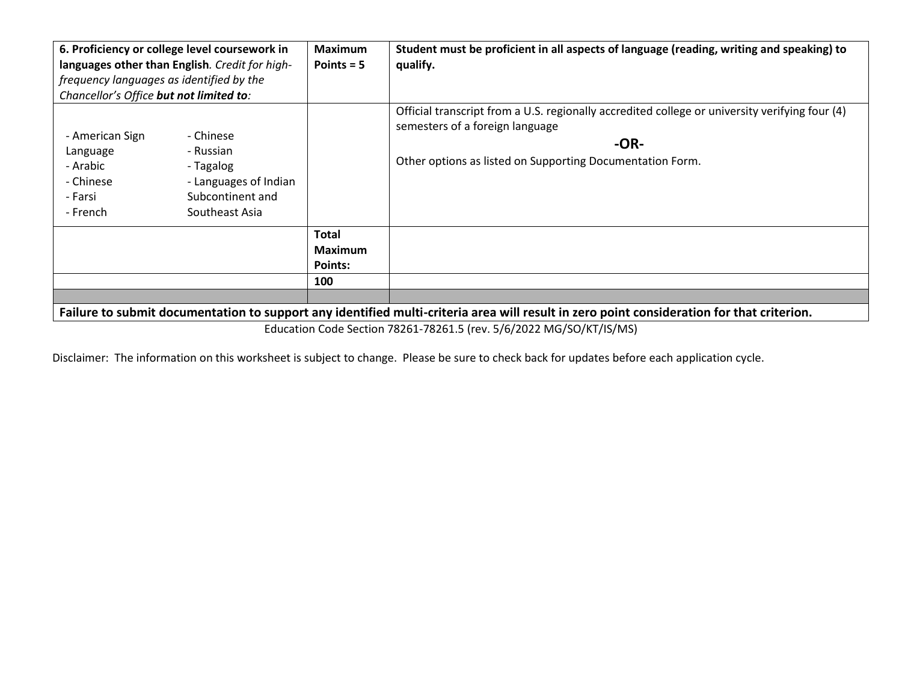| | | |
|---|---|---|
| **6. Proficiency or college level coursework in languages other than English**. *Credit for high-frequency languages as identified by the Chancellor's Office* ***but not limited to****:* | **Maximum Points = 5** | **Student must be proficient in all aspects of language (reading, writing and speaking) to qualify.** |
| - American Sign Language<br>- Arabic<br>- Chinese<br>- Farsi<br>- French<br>- Chinese<br>- Russian<br>- Tagalog<br>- Languages of Indian Subcontinent and Southeast Asia | | Official transcript from a U.S. regionally accredited college or university verifying four (4) semesters of a foreign language<br>**-OR-**<br>Other options as listed on Supporting Documentation Form. |
| | **Total Maximum Points:** | |
| | **100** | |
| | | |
| **Failure to submit documentation to support any identified multi-criteria area will result in zero point consideration for that criterion.** | | |

Education Code Section 78261-78261.5 (rev. 5/6/2022 MG/SO/KT/IS/MS)

Disclaimer: The information on this worksheet is subject to change. Please be sure to check back for updates before each application cycle.